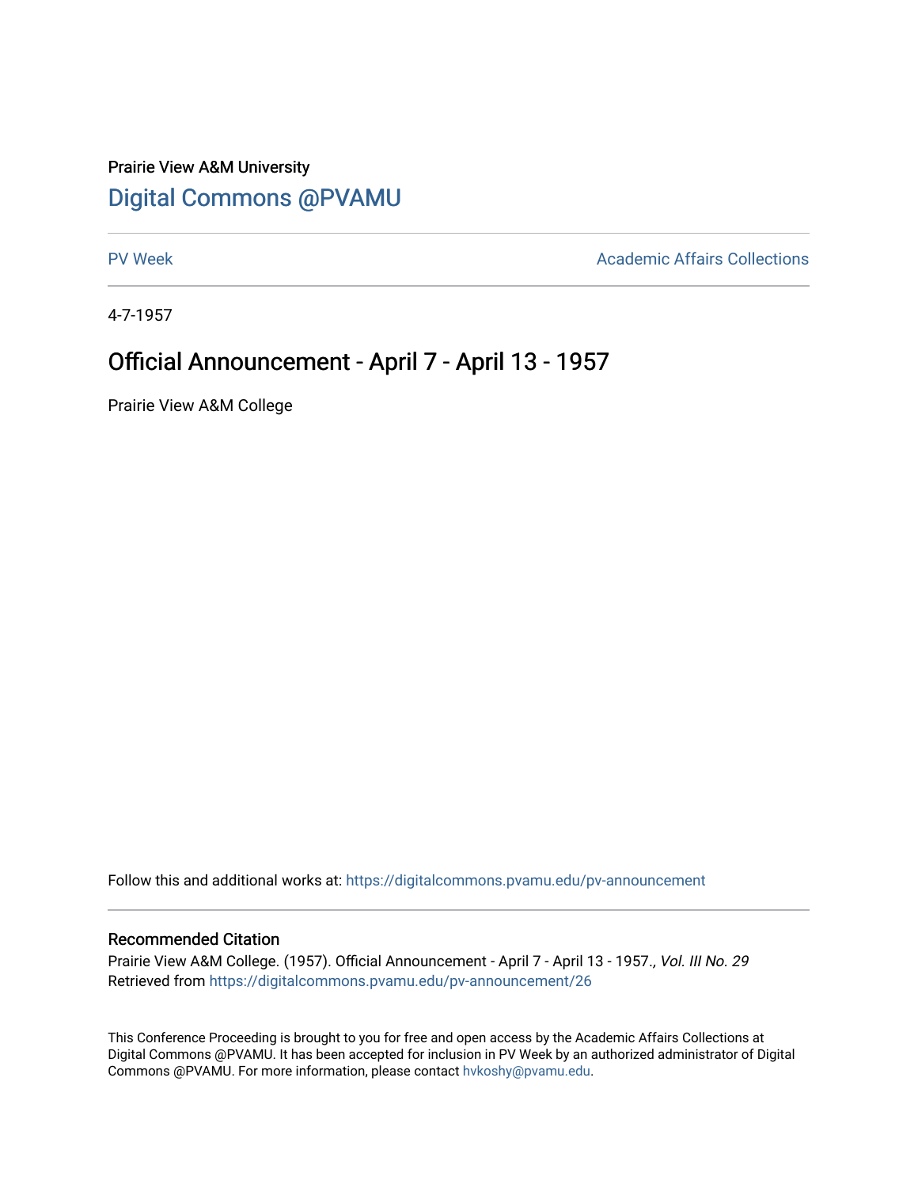Prairie View A&M University

## Digital Commons @PVAMU

PV Week | Academic Affairs Collections

4-7-1957

# Official Announcement - April 7 - April 13 - 1957

Prairie View A&M College

Follow this and additional works at: https://digitalcommons.pvamu.edu/pv-announcement

### Recommended Citation

Prairie View A&M College. (1957). Official Announcement - April 7 - April 13 - 1957., *Vol. III No. 29*
Retrieved from https://digitalcommons.pvamu.edu/pv-announcement/26

This Conference Proceeding is brought to you for free and open access by the Academic Affairs Collections at Digital Commons @PVAMU. It has been accepted for inclusion in PV Week by an authorized administrator of Digital Commons @PVAMU. For more information, please contact hvkoshy@pvamu.edu.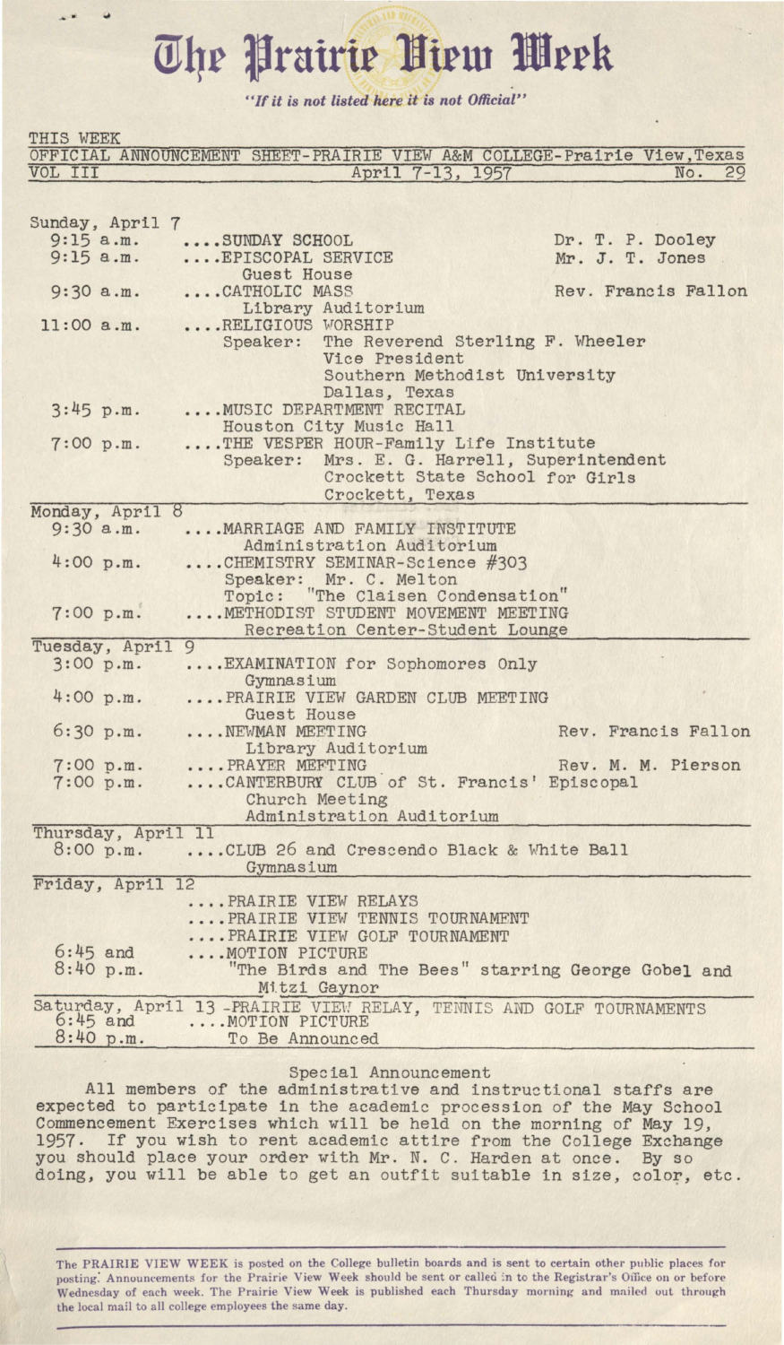# The Prairie View Week

*"If it is not listed here it is not Official"*

THIS WEEK

OFFICIAL ANNOUNCEMENT SHEET-PRAIRIE VIEW A&M COLLEGE-Prairie View, Texas

VOL III — April 7-13, 1957 — No. 29

**Sunday, April 7**

| | | |
|---|---|---|
| 9:15 a.m. | ....SUNDAY SCHOOL | Dr. T. P. Dooley |
| 9:15 a.m. | ....EPISCOPAL SERVICE<br>Guest House | Mr. J. T. Jones |
| 9:30 a.m. | ....CATHOLIC MASS<br>Library Auditorium | Rev. Francis Fallon |
| 11:00 a.m. | ....RELIGIOUS WORSHIP<br>Speaker: The Reverend Sterling F. Wheeler, Vice President, Southern Methodist University, Dallas, Texas | |
| 3:45 p.m. | ....MUSIC DEPARTMENT RECITAL<br>Houston City Music Hall | |
| 7:00 p.m. | ....THE VESPER HOUR-Family Life Institute<br>Speaker: Mrs. E. G. Harrell, Superintendent, Crockett State School for Girls, Crockett, Texas | |

**Monday, April 8**

| | | |
|---|---|---|
| 9:30 a.m. | ....MARRIAGE AND FAMILY INSTITUTE<br>Administration Auditorium | |
| 4:00 p.m. | ....CHEMISTRY SEMINAR-Science #303<br>Speaker: Mr. C. Melton<br>Topic: "The Claisen Condensation" | |
| 7:00 p.m. | ....METHODIST STUDENT MOVEMENT MEETING<br>Recreation Center-Student Lounge | |

**Tuesday, April 9**

| | | |
|---|---|---|
| 3:00 p.m. | ....EXAMINATION for Sophomores Only<br>Gymnasium | |
| 4:00 p.m. | ....PRAIRIE VIEW GARDEN CLUB MEETING<br>Guest House | |
| 6:30 p.m. | ....NEWMAN MEETING<br>Library Auditorium | Rev. Francis Fallon |
| 7:00 p.m. | ....PRAYER MEETING | Rev. M. M. Pierson |
| 7:00 p.m. | ....CANTERBURY CLUB of St. Francis' Episcopal Church Meeting<br>Administration Auditorium | |

**Thursday, April 11**

| | | |
|---|---|---|
| 8:00 p.m. | ....CLUB 26 and Crescendo Black & White Ball<br>Gymnasium | |

**Friday, April 12**

| | | |
|---|---|---|
| | ....PRAIRIE VIEW RELAYS | |
| | ....PRAIRIE VIEW TENNIS TOURNAMENT | |
| | ....PRAIRIE VIEW GOLF TOURNAMENT | |
| 6:45 and 8:40 p.m. | ....MOTION PICTURE<br>"The Birds and The Bees" starring George Gobel and Mitzi Gaynor | |

**Saturday, April 13** -PRAIRIE VIEW RELAY, TENNIS AND GOLF TOURNAMENTS

| | | |
|---|---|---|
| 6:45 and 8:40 p.m. | ....MOTION PICTURE<br>To Be Announced | |

### Special Announcement

All members of the administrative and instructional staffs are expected to participate in the academic procession of the May School Commencement Exercises which will be held on the morning of May 19, 1957. If you wish to rent academic attire from the College Exchange you should place your order with Mr. N. C. Harden at once. By so doing, you will be able to get an outfit suitable in size, color, etc.

---

The PRAIRIE VIEW WEEK is posted on the College bulletin boards and is sent to certain other public places for posting. Announcements for the Prairie View Week should be sent or called in to the Registrar's Office on or before Wednesday of each week. The Prairie View Week is published each Thursday morning and mailed out through the local mail to all college employees the same day.